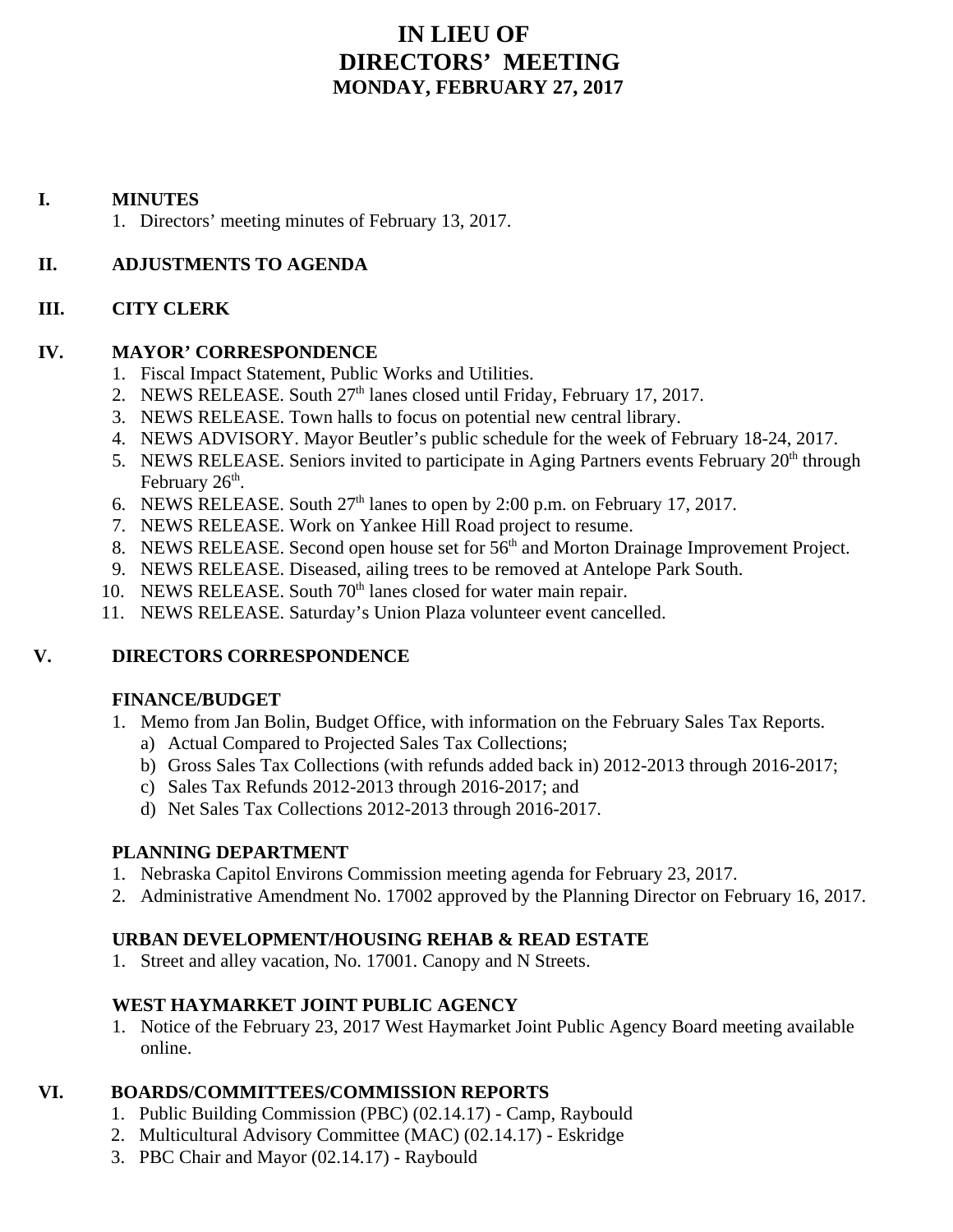# IN LIEU OF DIRECTORS' MEETING

## MONDAY, FEBRUARY 27, 2017

**I. MINUTES**

1. Directors' meeting minutes of February 13, 2017.

**II. ADJUSTMENTS TO AGENDA**

**III. CITY CLERK**

**IV. MAYOR' CORRESPONDENCE**

1. Fiscal Impact Statement, Public Works and Utilities.
2. NEWS RELEASE. South 27th lanes closed until Friday, February 17, 2017.
3. NEWS RELEASE. Town halls to focus on potential new central library.
4. NEWS ADVISORY. Mayor Beutler's public schedule for the week of February 18-24, 2017.
5. NEWS RELEASE. Seniors invited to participate in Aging Partners events February 20th through February 26th.
6. NEWS RELEASE. South 27th lanes to open by 2:00 p.m. on February 17, 2017.
7. NEWS RELEASE. Work on Yankee Hill Road project to resume.
8. NEWS RELEASE. Second open house set for 56th and Morton Drainage Improvement Project.
9. NEWS RELEASE. Diseased, ailing trees to be removed at Antelope Park South.
10. NEWS RELEASE. South 70th lanes closed for water main repair.
11. NEWS RELEASE. Saturday's Union Plaza volunteer event cancelled.

**V. DIRECTORS CORRESPONDENCE**

**FINANCE/BUDGET**

1. Memo from Jan Bolin, Budget Office, with information on the February Sales Tax Reports.
   a) Actual Compared to Projected Sales Tax Collections;
   b) Gross Sales Tax Collections (with refunds added back in) 2012-2013 through 2016-2017;
   c) Sales Tax Refunds 2012-2013 through 2016-2017; and
   d) Net Sales Tax Collections 2012-2013 through 2016-2017.

**PLANNING DEPARTMENT**

1. Nebraska Capitol Environs Commission meeting agenda for February 23, 2017.
2. Administrative Amendment No. 17002 approved by the Planning Director on February 16, 2017.

**URBAN DEVELOPMENT/HOUSING REHAB & READ ESTATE**

1. Street and alley vacation, No. 17001. Canopy and N Streets.

**WEST HAYMARKET JOINT PUBLIC AGENCY**

1. Notice of the February 23, 2017 West Haymarket Joint Public Agency Board meeting available online.

**VI. BOARDS/COMMITTEES/COMMISSION REPORTS**

1. Public Building Commission (PBC) (02.14.17) - Camp, Raybould
2. Multicultural Advisory Committee (MAC) (02.14.17) - Eskridge
3. PBC Chair and Mayor (02.14.17) - Raybould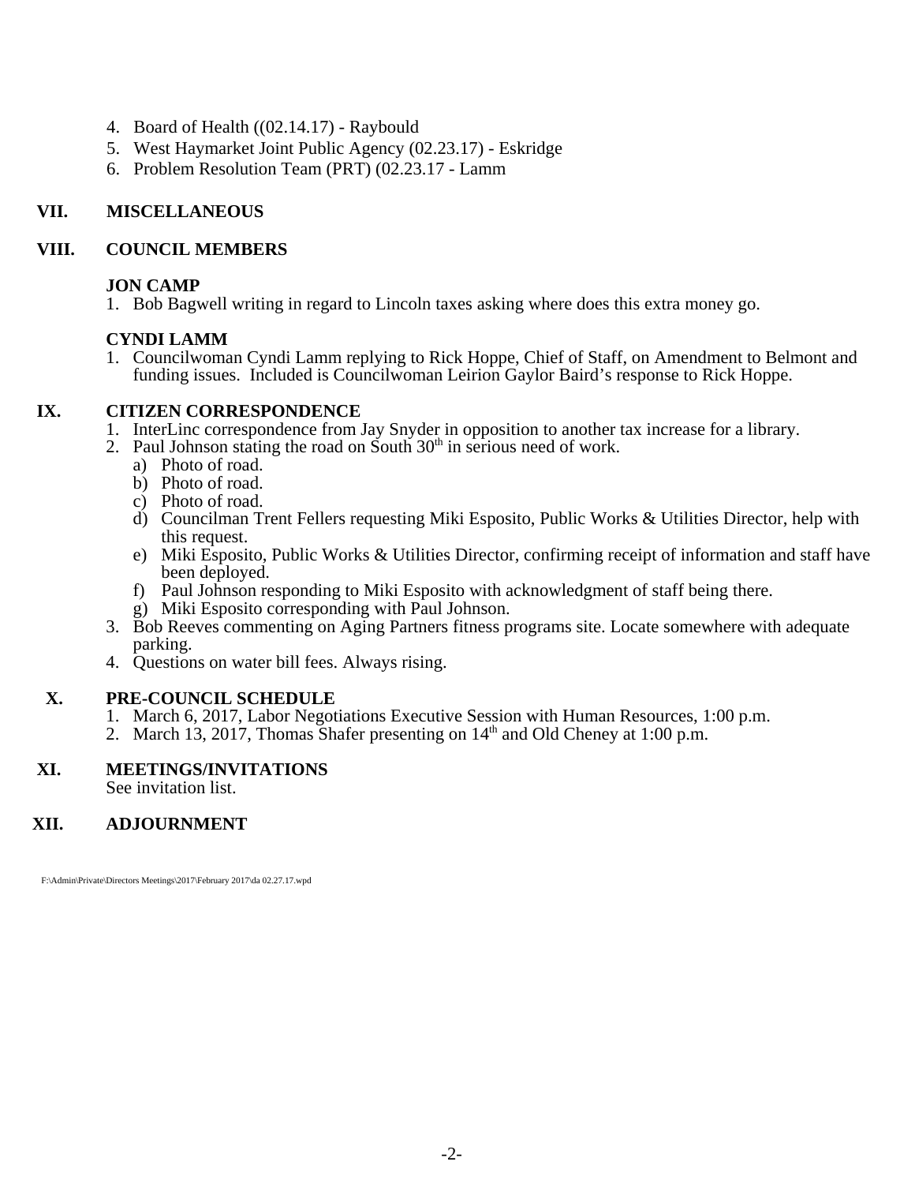4. Board of Health ((02.14.17) - Raybould
5. West Haymarket Joint Public Agency (02.23.17) - Eskridge
6. Problem Resolution Team (PRT) (02.23.17 - Lamm

## VII. MISCELLANEOUS

## VIII. COUNCIL MEMBERS

**JON CAMP**

1. Bob Bagwell writing in regard to Lincoln taxes asking where does this extra money go.

**CYNDI LAMM**

1. Councilwoman Cyndi Lamm replying to Rick Hoppe, Chief of Staff, on Amendment to Belmont and funding issues. Included is Councilwoman Leirion Gaylor Baird's response to Rick Hoppe.

## IX. CITIZEN CORRESPONDENCE

1. InterLinc correspondence from Jay Snyder in opposition to another tax increase for a library.
2. Paul Johnson stating the road on South 30th in serious need of work.
   a) Photo of road.
   b) Photo of road.
   c) Photo of road.
   d) Councilman Trent Fellers requesting Miki Esposito, Public Works & Utilities Director, help with this request.
   e) Miki Esposito, Public Works & Utilities Director, confirming receipt of information and staff have been deployed.
   f) Paul Johnson responding to Miki Esposito with acknowledgment of staff being there.
   g) Miki Esposito corresponding with Paul Johnson.
3. Bob Reeves commenting on Aging Partners fitness programs site. Locate somewhere with adequate parking.
4. Questions on water bill fees. Always rising.

## X. PRE-COUNCIL SCHEDULE

1. March 6, 2017, Labor Negotiations Executive Session with Human Resources, 1:00 p.m.
2. March 13, 2017, Thomas Shafer presenting on 14th and Old Cheney at 1:00 p.m.

## XI. MEETINGS/INVITATIONS

See invitation list.

## XII. ADJOURNMENT

F:\Admin\Private\Directors Meetings\2017\February 2017\da 02.27.17.wpd